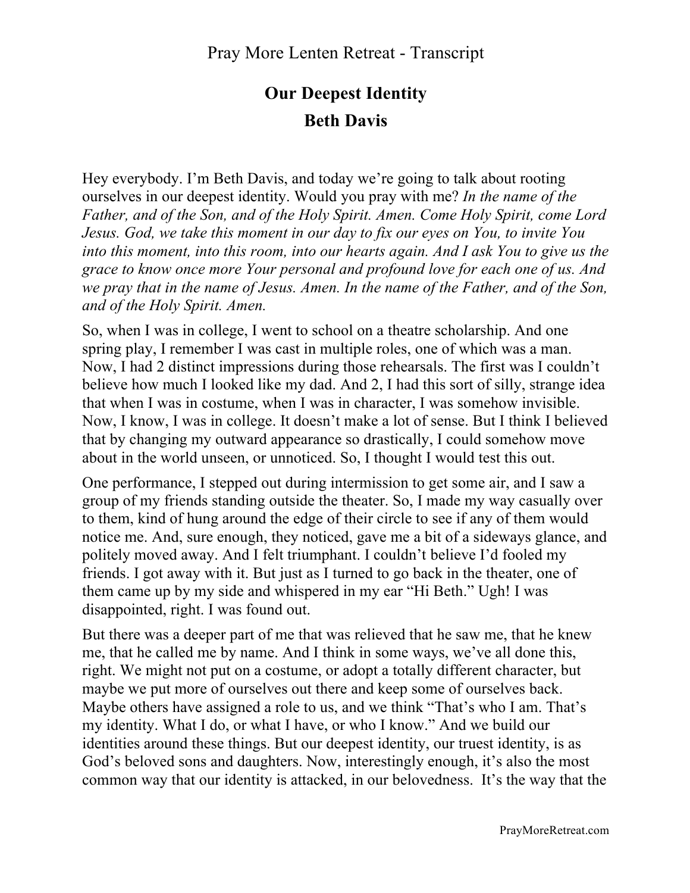Pray More Lenten Retreat - Transcript

# Our Deepest Identity

## Beth Davis

Hey everybody. I'm Beth Davis, and today we're going to talk about rooting ourselves in our deepest identity. Would you pray with me? *In the name of the Father, and of the Son, and of the Holy Spirit. Amen. Come Holy Spirit, come Lord Jesus. God, we take this moment in our day to fix our eyes on You, to invite You into this moment, into this room, into our hearts again. And I ask You to give us the grace to know once more Your personal and profound love for each one of us. And we pray that in the name of Jesus. Amen. In the name of the Father, and of the Son, and of the Holy Spirit. Amen.*

So, when I was in college, I went to school on a theatre scholarship. And one spring play, I remember I was cast in multiple roles, one of which was a man. Now, I had 2 distinct impressions during those rehearsals. The first was I couldn't believe how much I looked like my dad. And 2, I had this sort of silly, strange idea that when I was in costume, when I was in character, I was somehow invisible. Now, I know, I was in college. It doesn't make a lot of sense. But I think I believed that by changing my outward appearance so drastically, I could somehow move about in the world unseen, or unnoticed. So, I thought I would test this out.

One performance, I stepped out during intermission to get some air, and I saw a group of my friends standing outside the theater. So, I made my way casually over to them, kind of hung around the edge of their circle to see if any of them would notice me. And, sure enough, they noticed, gave me a bit of a sideways glance, and politely moved away. And I felt triumphant. I couldn't believe I'd fooled my friends. I got away with it. But just as I turned to go back in the theater, one of them came up by my side and whispered in my ear "Hi Beth." Ugh! I was disappointed, right. I was found out.

But there was a deeper part of me that was relieved that he saw me, that he knew me, that he called me by name. And I think in some ways, we've all done this, right. We might not put on a costume, or adopt a totally different character, but maybe we put more of ourselves out there and keep some of ourselves back. Maybe others have assigned a role to us, and we think "That's who I am. That's my identity. What I do, or what I have, or who I know." And we build our identities around these things. But our deepest identity, our truest identity, is as God's beloved sons and daughters. Now, interestingly enough, it's also the most common way that our identity is attacked, in our belovedness. It's the way that the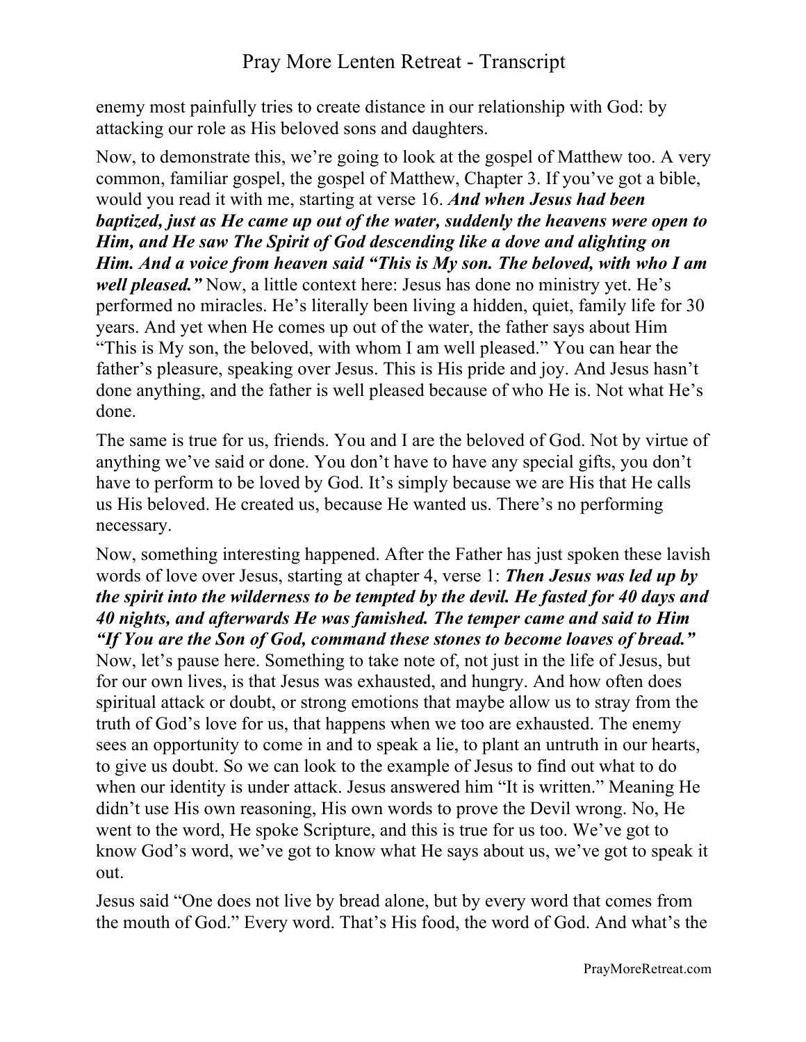enemy most painfully tries to create distance in our relationship with God: by attacking our role as His beloved sons and daughters.

Now, to demonstrate this, we're going to look at the gospel of Matthew too. A very common, familiar gospel, the gospel of Matthew, Chapter 3. If you've got a bible, would you read it with me, starting at verse 16. ***And when Jesus had been baptized, just as He came up out of the water, suddenly the heavens were open to Him, and He saw The Spirit of God descending like a dove and alighting on Him. And a voice from heaven said "This is My son. The beloved, with who I am well pleased."*** Now, a little context here: Jesus has done no ministry yet. He's performed no miracles. He's literally been living a hidden, quiet, family life for 30 years. And yet when He comes up out of the water, the father says about Him "This is My son, the beloved, with whom I am well pleased." You can hear the father's pleasure, speaking over Jesus. This is His pride and joy. And Jesus hasn't done anything, and the father is well pleased because of who He is. Not what He's done.

The same is true for us, friends. You and I are the beloved of God. Not by virtue of anything we've said or done. You don't have to have any special gifts, you don't have to perform to be loved by God. It's simply because we are His that He calls us His beloved. He created us, because He wanted us. There's no performing necessary.

Now, something interesting happened. After the Father has just spoken these lavish words of love over Jesus, starting at chapter 4, verse 1: ***Then Jesus was led up by the spirit into the wilderness to be tempted by the devil. He fasted for 40 days and 40 nights, and afterwards He was famished. The temper came and said to Him "If You are the Son of God, command these stones to become loaves of bread."*** Now, let's pause here. Something to take note of, not just in the life of Jesus, but for our own lives, is that Jesus was exhausted, and hungry. And how often does spiritual attack or doubt, or strong emotions that maybe allow us to stray from the truth of God's love for us, that happens when we too are exhausted. The enemy sees an opportunity to come in and to speak a lie, to plant an untruth in our hearts, to give us doubt. So we can look to the example of Jesus to find out what to do when our identity is under attack. Jesus answered him "It is written." Meaning He didn't use His own reasoning, His own words to prove the Devil wrong. No, He went to the word, He spoke Scripture, and this is true for us too. We've got to know God's word, we've got to know what He says about us, we've got to speak it out.

Jesus said "One does not live by bread alone, but by every word that comes from the mouth of God." Every word. That's His food, the word of God. And what's the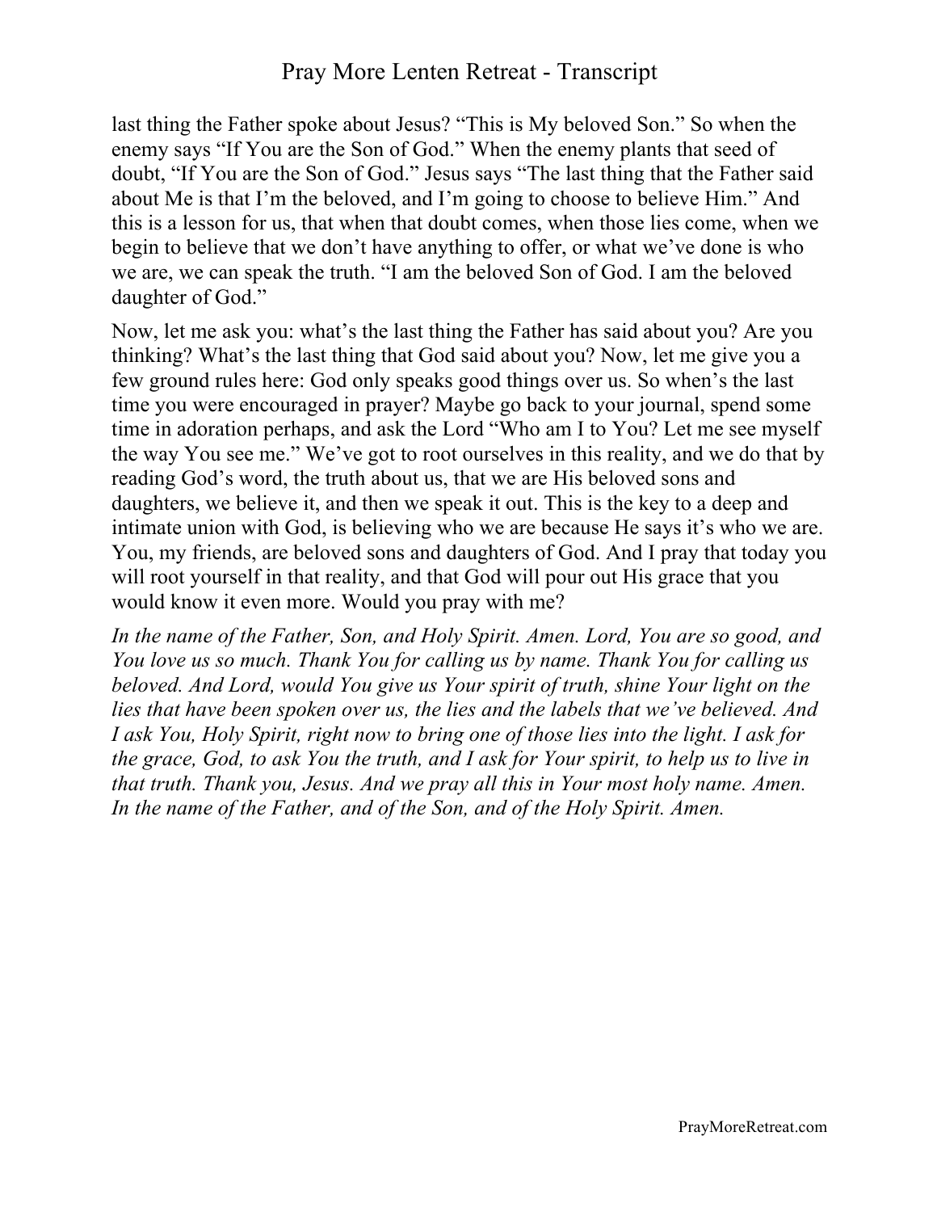last thing the Father spoke about Jesus? "This is My beloved Son." So when the enemy says "If You are the Son of God." When the enemy plants that seed of doubt, "If You are the Son of God." Jesus says "The last thing that the Father said about Me is that I'm the beloved, and I'm going to choose to believe Him." And this is a lesson for us, that when that doubt comes, when those lies come, when we begin to believe that we don't have anything to offer, or what we've done is who we are, we can speak the truth. "I am the beloved Son of God. I am the beloved daughter of God."

Now, let me ask you: what's the last thing the Father has said about you? Are you thinking? What's the last thing that God said about you? Now, let me give you a few ground rules here: God only speaks good things over us. So when's the last time you were encouraged in prayer? Maybe go back to your journal, spend some time in adoration perhaps, and ask the Lord "Who am I to You? Let me see myself the way You see me." We've got to root ourselves in this reality, and we do that by reading God's word, the truth about us, that we are His beloved sons and daughters, we believe it, and then we speak it out. This is the key to a deep and intimate union with God, is believing who we are because He says it's who we are. You, my friends, are beloved sons and daughters of God. And I pray that today you will root yourself in that reality, and that God will pour out His grace that you would know it even more. Would you pray with me?

*In the name of the Father, Son, and Holy Spirit. Amen. Lord, You are so good, and You love us so much. Thank You for calling us by name. Thank You for calling us beloved. And Lord, would You give us Your spirit of truth, shine Your light on the lies that have been spoken over us, the lies and the labels that we've believed. And I ask You, Holy Spirit, right now to bring one of those lies into the light. I ask for the grace, God, to ask You the truth, and I ask for Your spirit, to help us to live in that truth. Thank you, Jesus. And we pray all this in Your most holy name. Amen. In the name of the Father, and of the Son, and of the Holy Spirit. Amen.*